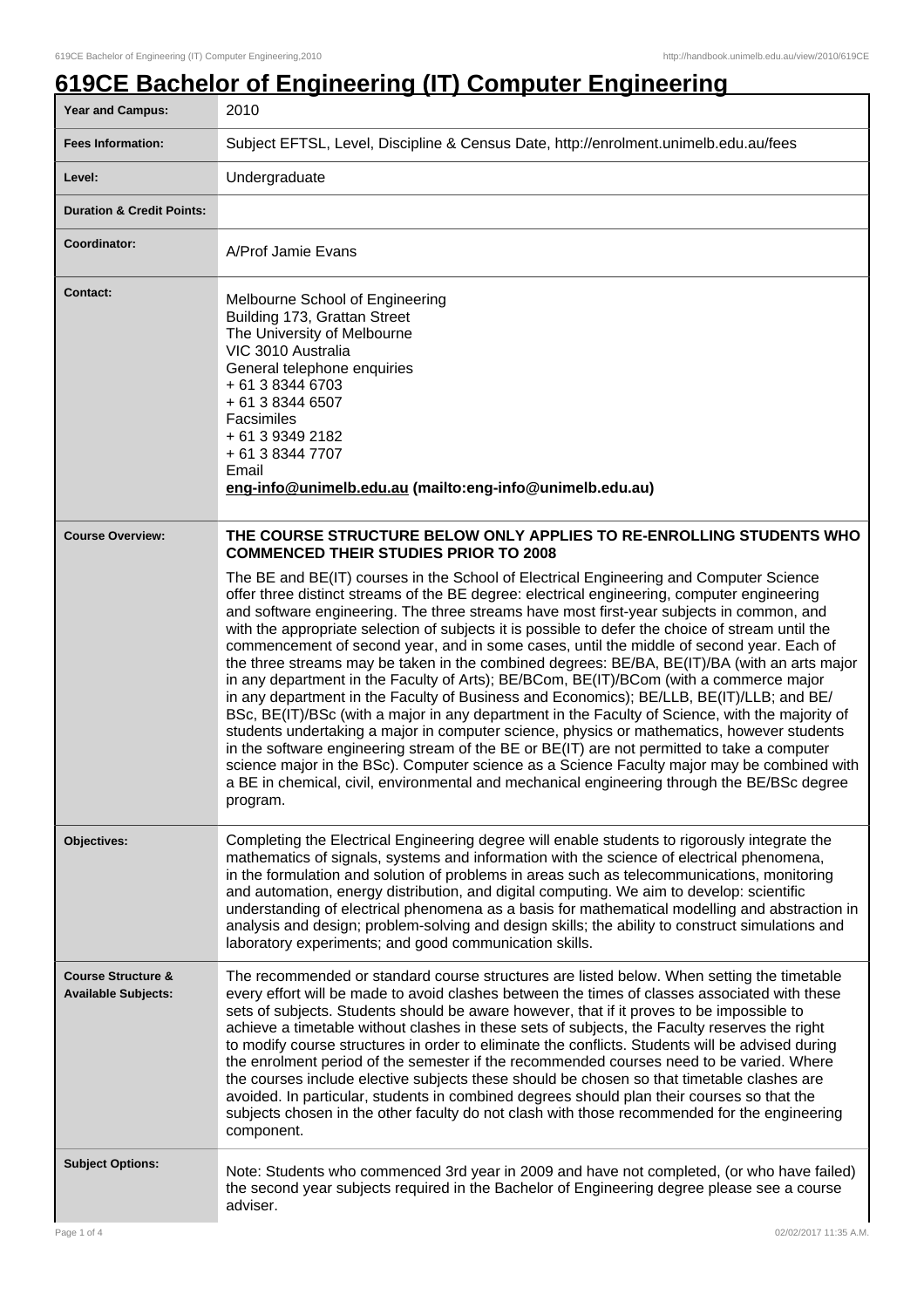# 619CE Bachelor of Engineering (IT) Computer Engineering

| | |
|---|---|
| **Year and Campus:** | 2010 |
| **Fees Information:** | Subject EFTSL, Level, Discipline & Census Date, http://enrolment.unimelb.edu.au/fees |
| **Level:** | Undergraduate |
| **Duration & Credit Points:** | |
| **Coordinator:** | A/Prof Jamie Evans |
| **Contact:** | Melbourne School of Engineering<br>Building 173, Grattan Street<br>The University of Melbourne<br>VIC 3010 Australia<br>General telephone enquiries<br>+ 61 3 8344 6703<br>+ 61 3 8344 6507<br>Facsimiles<br>+ 61 3 9349 2182<br>+ 61 3 8344 7707<br>Email<br>**eng-info@unimelb.edu.au (mailto:eng-info@unimelb.edu.au)** |
| **Course Overview:** | **THE COURSE STRUCTURE BELOW ONLY APPLIES TO RE-ENROLLING STUDENTS WHO COMMENCED THEIR STUDIES PRIOR TO 2008**<br><br>The BE and BE(IT) courses in the School of Electrical Engineering and Computer Science offer three distinct streams of the BE degree: electrical engineering, computer engineering and software engineering. The three streams have most first-year subjects in common, and with the appropriate selection of subjects it is possible to defer the choice of stream until the commencement of second year, and in some cases, until the middle of second year. Each of the three streams may be taken in the combined degrees: BE/BA, BE(IT)/BA (with an arts major in any department in the Faculty of Arts); BE/BCom, BE(IT)/BCom (with a commerce major in any department in the Faculty of Business and Economics); BE/LLB, BE(IT)/LLB; and BE/BSc, BE(IT)/BSc (with a major in any department in the Faculty of Science, with the majority of students undertaking a major in computer science, physics or mathematics, however students in the software engineering stream of the BE or BE(IT) are not permitted to take a computer science major in the BSc). Computer science as a Science Faculty major may be combined with a BE in chemical, civil, environmental and mechanical engineering through the BE/BSc degree program. |
| **Objectives:** | Completing the Electrical Engineering degree will enable students to rigorously integrate the mathematics of signals, systems and information with the science of electrical phenomena, in the formulation and solution of problems in areas such as telecommunications, monitoring and automation, energy distribution, and digital computing. We aim to develop: scientific understanding of electrical phenomena as a basis for mathematical modelling and abstraction in analysis and design; problem-solving and design skills; the ability to construct simulations and laboratory experiments; and good communication skills. |
| **Course Structure & Available Subjects:** | The recommended or standard course structures are listed below. When setting the timetable every effort will be made to avoid clashes between the times of classes associated with these sets of subjects. Students should be aware however, that if it proves to be impossible to achieve a timetable without clashes in these sets of subjects, the Faculty reserves the right to modify course structures in order to eliminate the conflicts. Students will be advised during the enrolment period of the semester if the recommended courses need to be varied. Where the courses include elective subjects these should be chosen so that timetable clashes are avoided. In particular, students in combined degrees should plan their courses so that the subjects chosen in the other faculty do not clash with those recommended for the engineering component. |
| **Subject Options:** | Note: Students who commenced 3rd year in 2009 and have not completed, (or who have failed) the second year subjects required in the Bachelor of Engineering degree please see a course adviser. |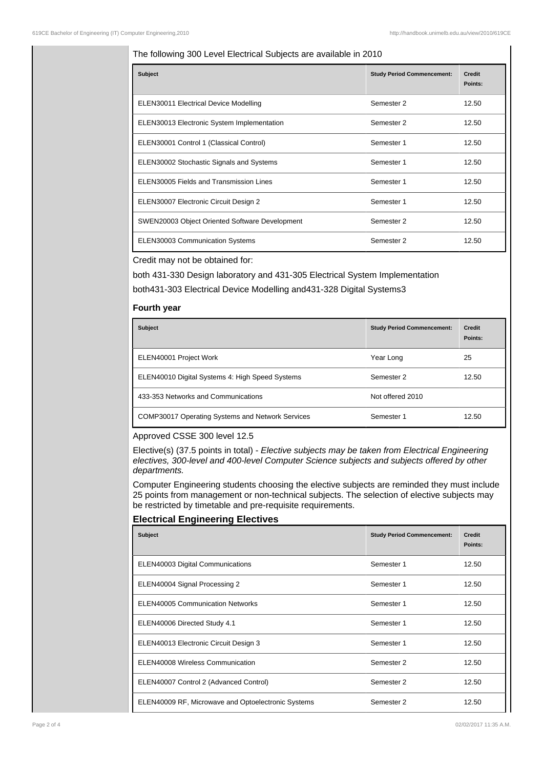The following 300 Level Electrical Subjects are available in 2010

| Subject | Study Period Commencement: | Credit Points: |
| --- | --- | --- |
| ELEN30011 Electrical Device Modelling | Semester 2 | 12.50 |
| ELEN30013 Electronic System Implementation | Semester 2 | 12.50 |
| ELEN30001 Control 1 (Classical Control) | Semester 1 | 12.50 |
| ELEN30002 Stochastic Signals and Systems | Semester 1 | 12.50 |
| ELEN30005 Fields and Transmission Lines | Semester 1 | 12.50 |
| ELEN30007 Electronic Circuit Design 2 | Semester 1 | 12.50 |
| SWEN20003 Object Oriented Software Development | Semester 2 | 12.50 |
| ELEN30003 Communication Systems | Semester 2 | 12.50 |

Credit may not be obtained for:

both 431-330 Design laboratory and 431-305 Electrical System Implementation

both431-303 Electrical Device Modelling and431-328 Digital Systems3

### Fourth year

| Subject | Study Period Commencement: | Credit Points: |
| --- | --- | --- |
| ELEN40001 Project Work | Year Long | 25 |
| ELEN40010 Digital Systems 4: High Speed Systems | Semester 2 | 12.50 |
| 433-353 Networks and Communications | Not offered 2010 | |
| COMP30017 Operating Systems and Network Services | Semester 1 | 12.50 |

Approved CSSE 300 level 12.5

Elective(s) (37.5 points in total) - *Elective subjects may be taken from Electrical Engineering electives, 300-level and 400-level Computer Science subjects and subjects offered by other departments.*

Computer Engineering students choosing the elective subjects are reminded they must include 25 points from management or non-technical subjects. The selection of elective subjects may be restricted by timetable and pre-requisite requirements.

### Electrical Engineering Electives

| Subject | Study Period Commencement: | Credit Points: |
| --- | --- | --- |
| ELEN40003 Digital Communications | Semester 1 | 12.50 |
| ELEN40004 Signal Processing 2 | Semester 1 | 12.50 |
| ELEN40005 Communication Networks | Semester 1 | 12.50 |
| ELEN40006 Directed Study 4.1 | Semester 1 | 12.50 |
| ELEN40013 Electronic Circuit Design 3 | Semester 1 | 12.50 |
| ELEN40008 Wireless Communication | Semester 2 | 12.50 |
| ELEN40007 Control 2 (Advanced Control) | Semester 2 | 12.50 |
| ELEN40009 RF, Microwave and Optoelectronic Systems | Semester 2 | 12.50 |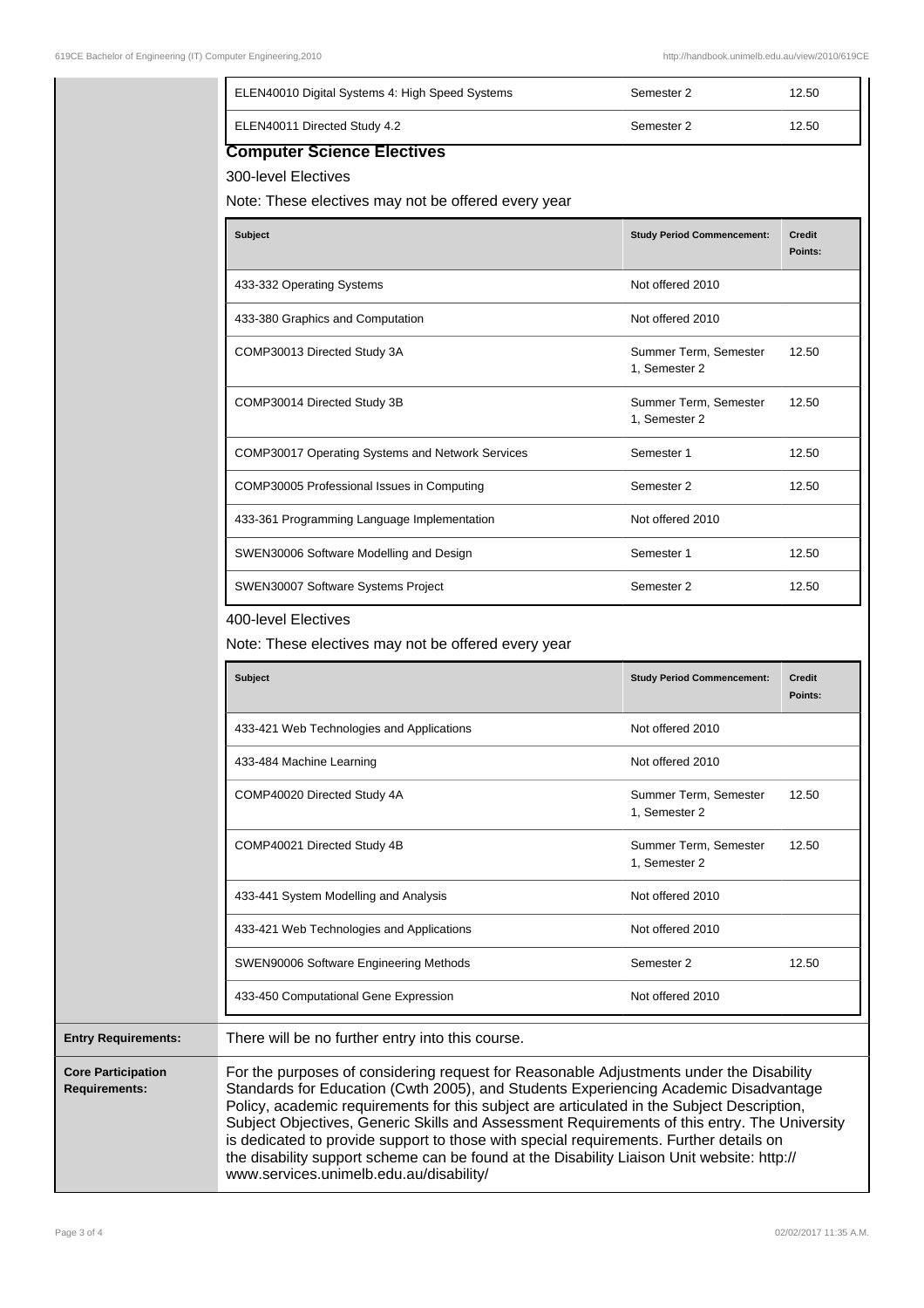| | | |
|---|---|---|
| ELEN40010 Digital Systems 4: High Speed Systems | Semester 2 | 12.50 |
| ELEN40011 Directed Study 4.2 | Semester 2 | 12.50 |

### Computer Science Electives

300-level Electives

Note: These electives may not be offered every year

| Subject | Study Period Commencement: | Credit Points: |
|---|---|---|
| 433-332 Operating Systems | Not offered 2010 | |
| 433-380 Graphics and Computation | Not offered 2010 | |
| COMP30013 Directed Study 3A | Summer Term, Semester 1, Semester 2 | 12.50 |
| COMP30014 Directed Study 3B | Summer Term, Semester 1, Semester 2 | 12.50 |
| COMP30017 Operating Systems and Network Services | Semester 1 | 12.50 |
| COMP30005 Professional Issues in Computing | Semester 2 | 12.50 |
| 433-361 Programming Language Implementation | Not offered 2010 | |
| SWEN30006 Software Modelling and Design | Semester 1 | 12.50 |
| SWEN30007 Software Systems Project | Semester 2 | 12.50 |

400-level Electives

Note: These electives may not be offered every year

| Subject | Study Period Commencement: | Credit Points: |
|---|---|---|
| 433-421 Web Technologies and Applications | Not offered 2010 | |
| 433-484 Machine Learning | Not offered 2010 | |
| COMP40020 Directed Study 4A | Summer Term, Semester 1, Semester 2 | 12.50 |
| COMP40021 Directed Study 4B | Summer Term, Semester 1, Semester 2 | 12.50 |
| 433-441 System Modelling and Analysis | Not offered 2010 | |
| 433-421 Web Technologies and Applications | Not offered 2010 | |
| SWEN90006 Software Engineering Methods | Semester 2 | 12.50 |
| 433-450 Computational Gene Expression | Not offered 2010 | |

| | |
|---|---|
| **Entry Requirements:** | There will be no further entry into this course. |
| **Core Participation Requirements:** | For the purposes of considering request for Reasonable Adjustments under the Disability Standards for Education (Cwth 2005), and Students Experiencing Academic Disadvantage Policy, academic requirements for this subject are articulated in the Subject Description, Subject Objectives, Generic Skills and Assessment Requirements of this entry. The University is dedicated to provide support to those with special requirements. Further details on the disability support scheme can be found at the Disability Liaison Unit website: http://www.services.unimelb.edu.au/disability/ |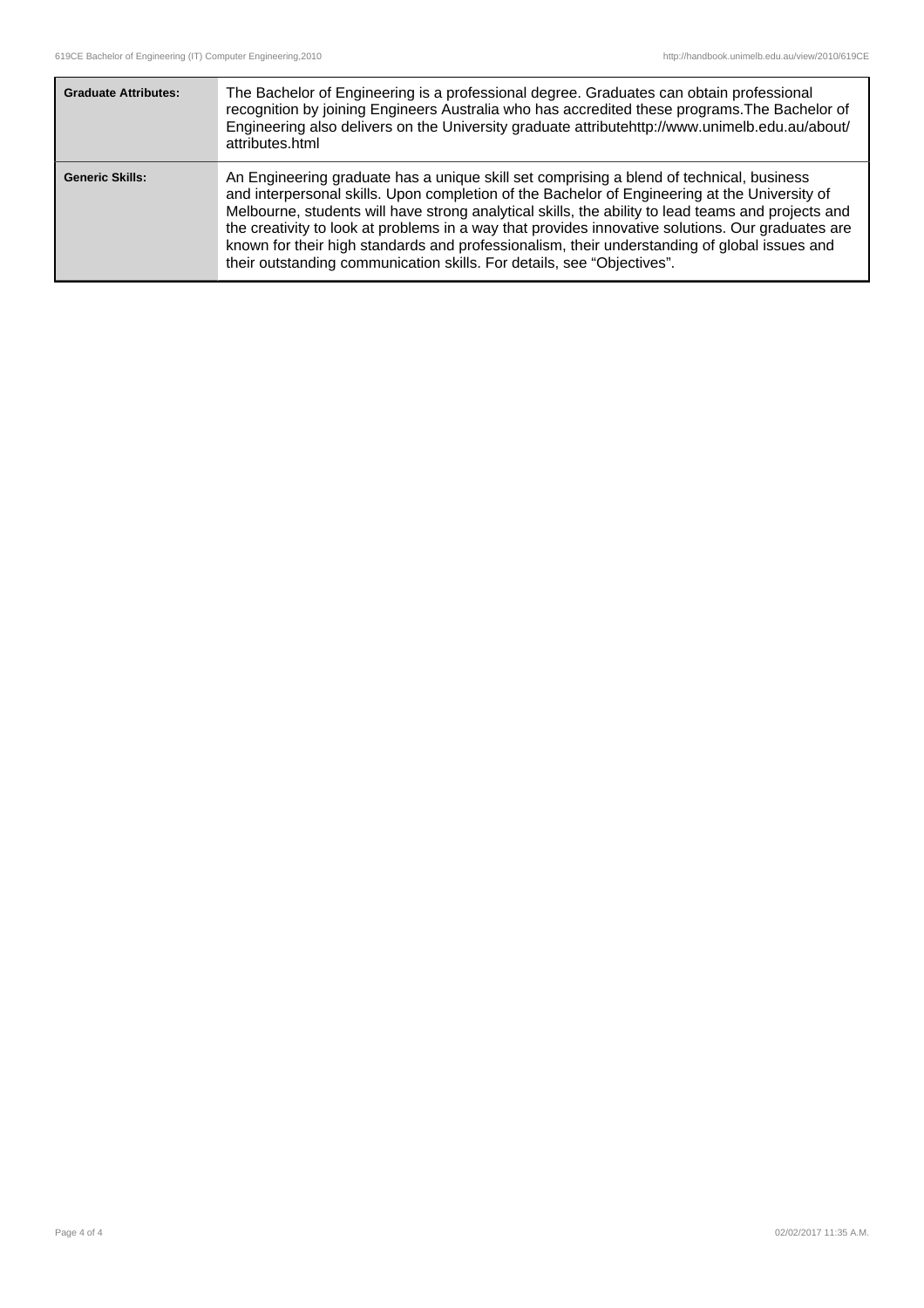| | |
|---|---|
| **Graduate Attributes:** | The Bachelor of Engineering is a professional degree. Graduates can obtain professional recognition by joining Engineers Australia who has accredited these programs.The Bachelor of Engineering also delivers on the University graduate attributehttp://www.unimelb.edu.au/about/attributes.html |
| **Generic Skills:** | An Engineering graduate has a unique skill set comprising a blend of technical, business and interpersonal skills. Upon completion of the Bachelor of Engineering at the University of Melbourne, students will have strong analytical skills, the ability to lead teams and projects and the creativity to look at problems in a way that provides innovative solutions. Our graduates are known for their high standards and professionalism, their understanding of global issues and their outstanding communication skills. For details, see "Objectives". |